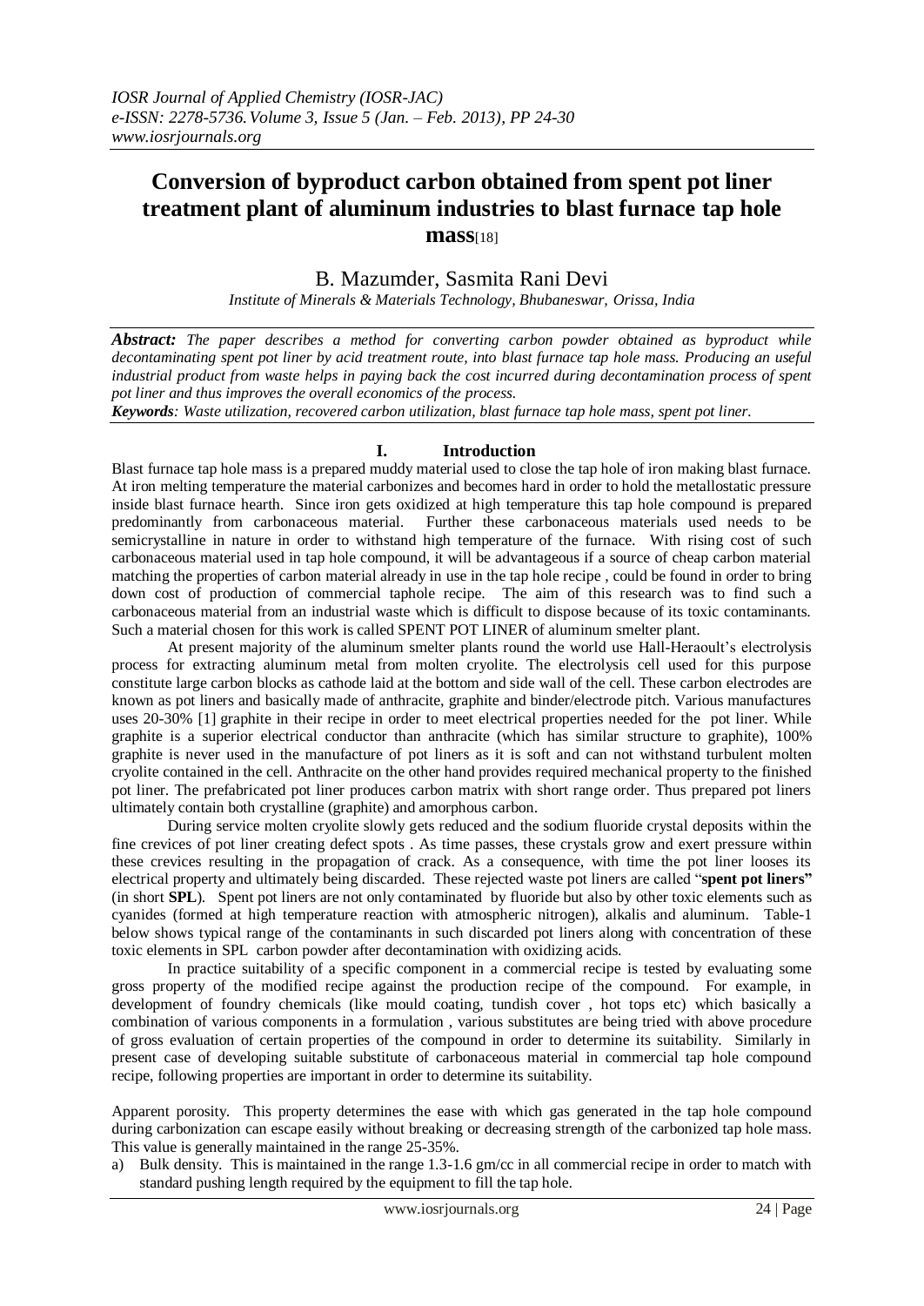# Conversion of byproduct carbon obtained from spent pot liner treatment plant of aluminum industries to blast furnace tap hole mass[18]

B. Mazumder, Sasmita Rani Devi

*Institute of Minerals & Materials Technology, Bhubaneswar, Orissa, India*

***Abstract:*** *The paper describes a method for converting carbon powder obtained as byproduct while decontaminating spent pot liner by acid treatment route, into blast furnace tap hole mass. Producing an useful industrial product from waste helps in paying back the cost incurred during decontamination process of spent pot liner and thus improves the overall economics of the process.*

***Keywords****: Waste utilization, recovered carbon utilization, blast furnace tap hole mass, spent pot liner.*

## I. Introduction

Blast furnace tap hole mass is a prepared muddy material used to close the tap hole of iron making blast furnace. At iron melting temperature the material carbonizes and becomes hard in order to hold the metallostatic pressure inside blast furnace hearth. Since iron gets oxidized at high temperature this tap hole compound is prepared predominantly from carbonaceous material. Further these carbonaceous materials used needs to be semicrystalline in nature in order to withstand high temperature of the furnace. With rising cost of such carbonaceous material used in tap hole compound, it will be advantageous if a source of cheap carbon material matching the properties of carbon material already in use in the tap hole recipe , could be found in order to bring down cost of production of commercial taphole recipe. The aim of this research was to find such a carbonaceous material from an industrial waste which is difficult to dispose because of its toxic contaminants. Such a material chosen for this work is called SPENT POT LINER of aluminum smelter plant.

At present majority of the aluminum smelter plants round the world use Hall-Heraoult's electrolysis process for extracting aluminum metal from molten cryolite. The electrolysis cell used for this purpose constitute large carbon blocks as cathode laid at the bottom and side wall of the cell. These carbon electrodes are known as pot liners and basically made of anthracite, graphite and binder/electrode pitch. Various manufactures uses 20-30% [1] graphite in their recipe in order to meet electrical properties needed for the pot liner. While graphite is a superior electrical conductor than anthracite (which has similar structure to graphite), 100% graphite is never used in the manufacture of pot liners as it is soft and can not withstand turbulent molten cryolite contained in the cell. Anthracite on the other hand provides required mechanical property to the finished pot liner. The prefabricated pot liner produces carbon matrix with short range order. Thus prepared pot liners ultimately contain both crystalline (graphite) and amorphous carbon.

During service molten cryolite slowly gets reduced and the sodium fluoride crystal deposits within the fine crevices of pot liner creating defect spots . As time passes, these crystals grow and exert pressure within these crevices resulting in the propagation of crack. As a consequence, with time the pot liner looses its electrical property and ultimately being discarded. These rejected waste pot liners are called "**spent pot liners"** (in short **SPL**). Spent pot liners are not only contaminated by fluoride but also by other toxic elements such as cyanides (formed at high temperature reaction with atmospheric nitrogen), alkalis and aluminum. Table-1 below shows typical range of the contaminants in such discarded pot liners along with concentration of these toxic elements in SPL carbon powder after decontamination with oxidizing acids.

In practice suitability of a specific component in a commercial recipe is tested by evaluating some gross property of the modified recipe against the production recipe of the compound. For example, in development of foundry chemicals (like mould coating, tundish cover , hot tops etc) which basically a combination of various components in a formulation , various substitutes are being tried with above procedure of gross evaluation of certain properties of the compound in order to determine its suitability. Similarly in present case of developing suitable substitute of carbonaceous material in commercial tap hole compound recipe, following properties are important in order to determine its suitability.

Apparent porosity. This property determines the ease with which gas generated in the tap hole compound during carbonization can escape easily without breaking or decreasing strength of the carbonized tap hole mass. This value is generally maintained in the range 25-35%.

a) Bulk density. This is maintained in the range 1.3-1.6 gm/cc in all commercial recipe in order to match with standard pushing length required by the equipment to fill the tap hole.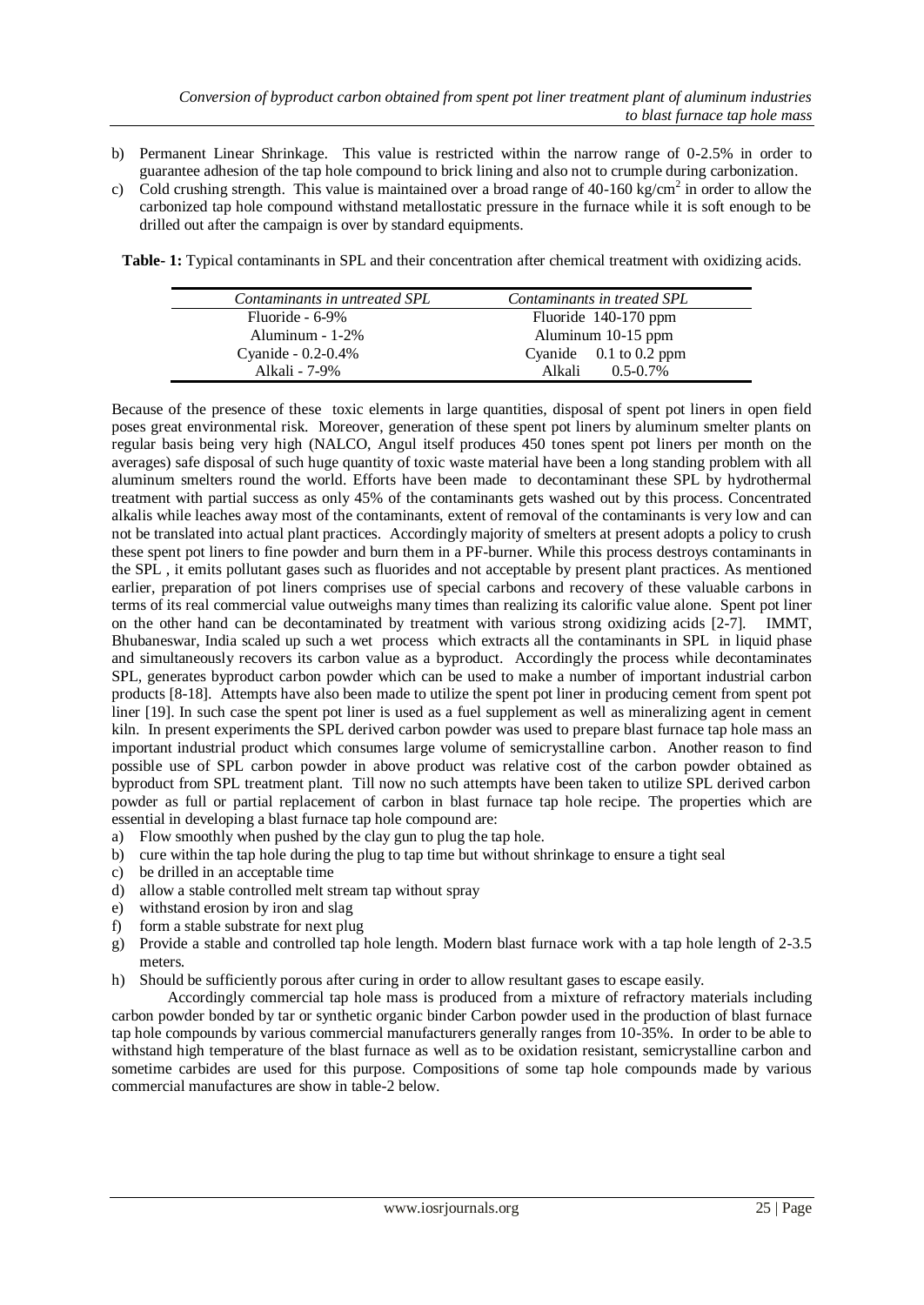b) Permanent Linear Shrinkage. This value is restricted within the narrow range of 0-2.5% in order to guarantee adhesion of the tap hole compound to brick lining and also not to crumple during carbonization.
c) Cold crushing strength. This value is maintained over a broad range of 40-160 kg/cm$^2$ in order to allow the carbonized tap hole compound withstand metallostatic pressure in the furnace while it is soft enough to be drilled out after the campaign is over by standard equipments.

**Table- 1:** Typical contaminants in SPL and their concentration after chemical treatment with oxidizing acids.

| *Contaminants in untreated SPL* | *Contaminants in treated SPL* |
|---|---|
| Fluoride - 6-9% | Fluoride 140-170 ppm |
| Aluminum - 1-2% | Aluminum 10-15 ppm |
| Cyanide - 0.2-0.4% | Cyanide 0.1 to 0.2 ppm |
| Alkali - 7-9% | Alkali 0.5-0.7% |

Because of the presence of these toxic elements in large quantities, disposal of spent pot liners in open field poses great environmental risk. Moreover, generation of these spent pot liners by aluminum smelter plants on regular basis being very high (NALCO, Angul itself produces 450 tones spent pot liners per month on the averages) safe disposal of such huge quantity of toxic waste material have been a long standing problem with all aluminum smelters round the world. Efforts have been made to decontaminant these SPL by hydrothermal treatment with partial success as only 45% of the contaminants gets washed out by this process. Concentrated alkalis while leaches away most of the contaminants, extent of removal of the contaminants is very low and can not be translated into actual plant practices. Accordingly majority of smelters at present adopts a policy to crush these spent pot liners to fine powder and burn them in a PF-burner. While this process destroys contaminants in the SPL , it emits pollutant gases such as fluorides and not acceptable by present plant practices. As mentioned earlier, preparation of pot liners comprises use of special carbons and recovery of these valuable carbons in terms of its real commercial value outweighs many times than realizing its calorific value alone. Spent pot liner on the other hand can be decontaminated by treatment with various strong oxidizing acids [2-7]. IMMT, Bhubaneswar, India scaled up such a wet process which extracts all the contaminants in SPL in liquid phase and simultaneously recovers its carbon value as a byproduct. Accordingly the process while decontaminates SPL, generates byproduct carbon powder which can be used to make a number of important industrial carbon products [8-18]. Attempts have also been made to utilize the spent pot liner in producing cement from spent pot liner [19]. In such case the spent pot liner is used as a fuel supplement as well as mineralizing agent in cement kiln. In present experiments the SPL derived carbon powder was used to prepare blast furnace tap hole mass an important industrial product which consumes large volume of semicrystalline carbon. Another reason to find possible use of SPL carbon powder in above product was relative cost of the carbon powder obtained as byproduct from SPL treatment plant. Till now no such attempts have been taken to utilize SPL derived carbon powder as full or partial replacement of carbon in blast furnace tap hole recipe. The properties which are essential in developing a blast furnace tap hole compound are:

a) Flow smoothly when pushed by the clay gun to plug the tap hole.
b) cure within the tap hole during the plug to tap time but without shrinkage to ensure a tight seal
c) be drilled in an acceptable time
d) allow a stable controlled melt stream tap without spray
e) withstand erosion by iron and slag
f) form a stable substrate for next plug
g) Provide a stable and controlled tap hole length. Modern blast furnace work with a tap hole length of 2-3.5 meters.
h) Should be sufficiently porous after curing in order to allow resultant gases to escape easily.

Accordingly commercial tap hole mass is produced from a mixture of refractory materials including carbon powder bonded by tar or synthetic organic binder Carbon powder used in the production of blast furnace tap hole compounds by various commercial manufacturers generally ranges from 10-35%. In order to be able to withstand high temperature of the blast furnace as well as to be oxidation resistant, semicrystalline carbon and sometime carbides are used for this purpose. Compositions of some tap hole compounds made by various commercial manufactures are show in table-2 below.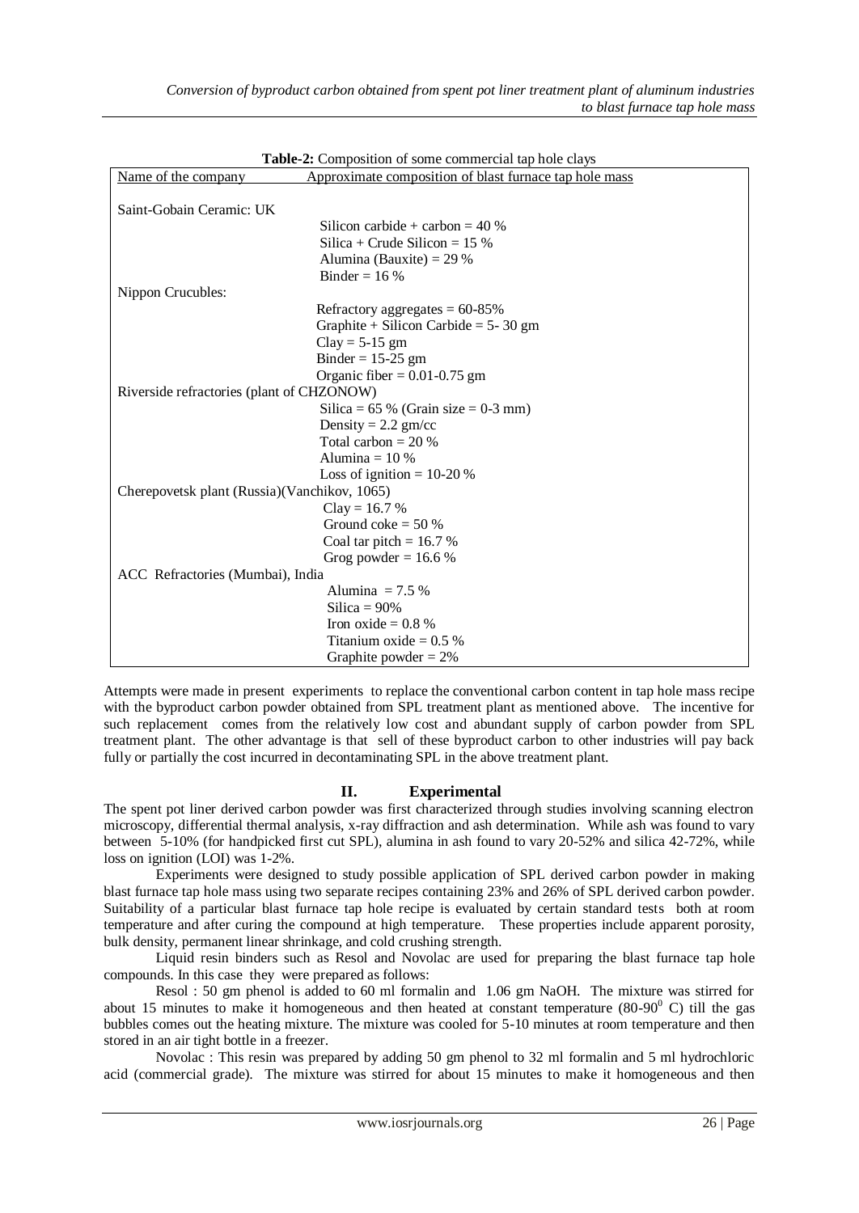**Table-2:** Composition of some commercial tap hole clays

| Name of the company | Approximate composition of blast furnace tap hole mass |
|---|---|
| Saint-Gobain Ceramic: UK | |
| | Silicon carbide + carbon = 40 % |
| | Silica + Crude Silicon = 15 % |
| | Alumina (Bauxite) = 29 % |
| | Binder = 16 % |
| Nippon Crucubles: | |
| | Refractory aggregates = 60-85% |
| | Graphite + Silicon Carbide = 5- 30 gm |
| | Clay = 5-15 gm |
| | Binder = 15-25 gm |
| | Organic fiber = 0.01-0.75 gm |
| Riverside refractories (plant of CHZONOW) | |
| | Silica = 65 % (Grain size = 0-3 mm) |
| | Density = 2.2 gm/cc |
| | Total carbon = 20 % |
| | Alumina = 10 % |
| | Loss of ignition = 10-20 % |
| Cherepovetsk plant (Russia)(Vanchikov, 1065) | |
| | Clay = 16.7 % |
| | Ground coke = 50 % |
| | Coal tar pitch = 16.7 % |
| | Grog powder = 16.6 % |
| ACC Refractories (Mumbai), India | |
| | Alumina = 7.5 % |
| | Silica = 90% |
| | Iron oxide = 0.8 % |
| | Titanium oxide = 0.5 % |
| | Graphite powder = 2% |

Attempts were made in present experiments to replace the conventional carbon content in tap hole mass recipe with the byproduct carbon powder obtained from SPL treatment plant as mentioned above. The incentive for such replacement comes from the relatively low cost and abundant supply of carbon powder from SPL treatment plant. The other advantage is that sell of these byproduct carbon to other industries will pay back fully or partially the cost incurred in decontaminating SPL in the above treatment plant.

## II. Experimental

The spent pot liner derived carbon powder was first characterized through studies involving scanning electron microscopy, differential thermal analysis, x-ray diffraction and ash determination. While ash was found to vary between 5-10% (for handpicked first cut SPL), alumina in ash found to vary 20-52% and silica 42-72%, while loss on ignition (LOI) was 1-2%.

Experiments were designed to study possible application of SPL derived carbon powder in making blast furnace tap hole mass using two separate recipes containing 23% and 26% of SPL derived carbon powder. Suitability of a particular blast furnace tap hole recipe is evaluated by certain standard tests both at room temperature and after curing the compound at high temperature. These properties include apparent porosity, bulk density, permanent linear shrinkage, and cold crushing strength.

Liquid resin binders such as Resol and Novolac are used for preparing the blast furnace tap hole compounds. In this case they were prepared as follows:

Resol : 50 gm phenol is added to 60 ml formalin and 1.06 gm NaOH. The mixture was stirred for about 15 minutes to make it homogeneous and then heated at constant temperature (80-90$^0$ C) till the gas bubbles comes out the heating mixture. The mixture was cooled for 5-10 minutes at room temperature and then stored in an air tight bottle in a freezer.

Novolac : This resin was prepared by adding 50 gm phenol to 32 ml formalin and 5 ml hydrochloric acid (commercial grade). The mixture was stirred for about 15 minutes to make it homogeneous and then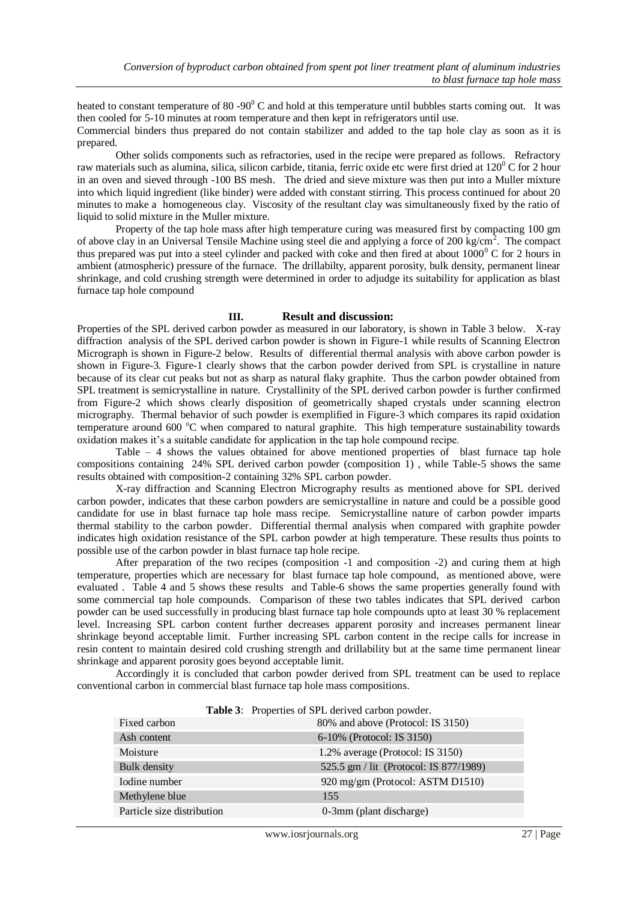heated to constant temperature of 80 -90$^0$ C and hold at this temperature until bubbles starts coming out. It was then cooled for 5-10 minutes at room temperature and then kept in refrigerators until use.

Commercial binders thus prepared do not contain stabilizer and added to the tap hole clay as soon as it is prepared.

Other solids components such as refractories, used in the recipe were prepared as follows. Refractory raw materials such as alumina, silica, silicon carbide, titania, ferric oxide etc were first dried at 120$^0$ C for 2 hour in an oven and sieved through -100 BS mesh. The dried and sieve mixture was then put into a Muller mixture into which liquid ingredient (like binder) were added with constant stirring. This process continued for about 20 minutes to make a homogeneous clay. Viscosity of the resultant clay was simultaneously fixed by the ratio of liquid to solid mixture in the Muller mixture.

Property of the tap hole mass after high temperature curing was measured first by compacting 100 gm of above clay in an Universal Tensile Machine using steel die and applying a force of 200 kg/cm$^2$. The compact thus prepared was put into a steel cylinder and packed with coke and then fired at about 1000$^0$ C for 2 hours in ambient (atmospheric) pressure of the furnace. The drillabilty, apparent porosity, bulk density, permanent linear shrinkage, and cold crushing strength were determined in order to adjudge its suitability for application as blast furnace tap hole compound

## III. Result and discussion:

Properties of the SPL derived carbon powder as measured in our laboratory, is shown in Table 3 below. X-ray diffraction analysis of the SPL derived carbon powder is shown in Figure-1 while results of Scanning Electron Micrograph is shown in Figure-2 below. Results of differential thermal analysis with above carbon powder is shown in Figure-3. Figure-1 clearly shows that the carbon powder derived from SPL is crystalline in nature because of its clear cut peaks but not as sharp as natural flaky graphite. Thus the carbon powder obtained from SPL treatment is semicrystalline in nature. Crystallinity of the SPL derived carbon powder is further confirmed from Figure-2 which shows clearly disposition of geometrically shaped crystals under scanning electron micrography. Thermal behavior of such powder is exemplified in Figure-3 which compares its rapid oxidation temperature around 600 $^o$C when compared to natural graphite. This high temperature sustainability towards oxidation makes it's a suitable candidate for application in the tap hole compound recipe.

Table – 4 shows the values obtained for above mentioned properties of blast furnace tap hole compositions containing 24% SPL derived carbon powder (composition 1) , while Table-5 shows the same results obtained with composition-2 containing 32% SPL carbon powder.

X-ray diffraction and Scanning Electron Micrography results as mentioned above for SPL derived carbon powder, indicates that these carbon powders are semicrystalline in nature and could be a possible good candidate for use in blast furnace tap hole mass recipe. Semicrystalline nature of carbon powder imparts thermal stability to the carbon powder. Differential thermal analysis when compared with graphite powder indicates high oxidation resistance of the SPL carbon powder at high temperature. These results thus points to possible use of the carbon powder in blast furnace tap hole recipe.

After preparation of the two recipes (composition -1 and composition -2) and curing them at high temperature, properties which are necessary for blast furnace tap hole compound, as mentioned above, were evaluated . Table 4 and 5 shows these results and Table-6 shows the same properties generally found with some commercial tap hole compounds. Comparison of these two tables indicates that SPL derived carbon powder can be used successfully in producing blast furnace tap hole compounds upto at least 30 % replacement level. Increasing SPL carbon content further decreases apparent porosity and increases permanent linear shrinkage beyond acceptable limit. Further increasing SPL carbon content in the recipe calls for increase in resin content to maintain desired cold crushing strength and drillability but at the same time permanent linear shrinkage and apparent porosity goes beyond acceptable limit.

Accordingly it is concluded that carbon powder derived from SPL treatment can be used to replace conventional carbon in commercial blast furnace tap hole mass compositions.

**Table 3**: Properties of SPL derived carbon powder.

| | |
|---|---|
| Fixed carbon | 80% and above (Protocol: IS 3150) |
| Ash content | 6-10% (Protocol: IS 3150) |
| Moisture | 1.2% average (Protocol: IS 3150) |
| Bulk density | 525.5 gm / lit (Protocol: IS 877/1989) |
| Iodine number | 920 mg/gm (Protocol: ASTM D1510) |
| Methylene blue | 155 |
| Particle size distribution | 0-3mm (plant discharge) |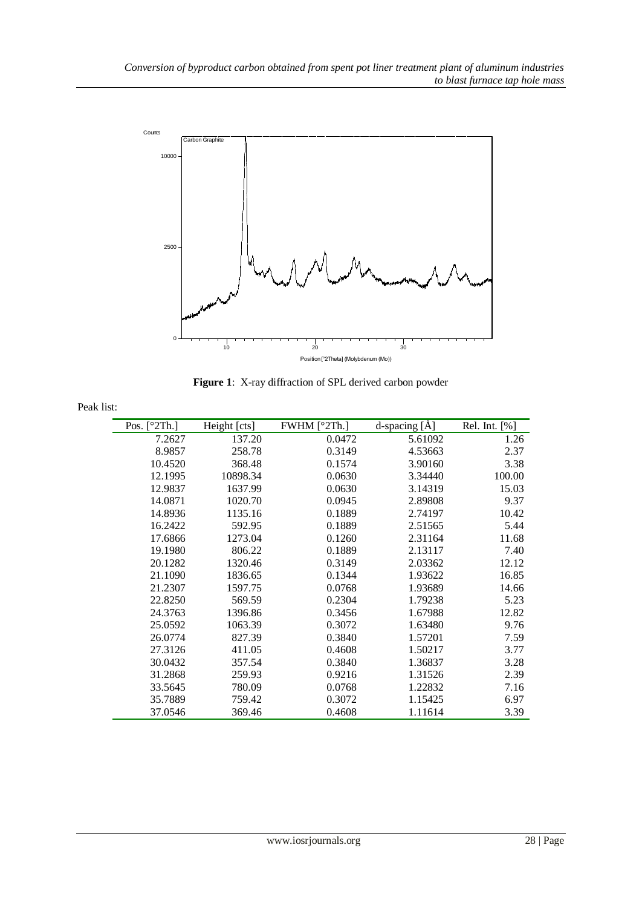**Figure 1**: X-ray diffraction of SPL derived carbon powder

Peak list:

| Pos. [°2Th.] | Height [cts] | FWHM [°2Th.] | d-spacing [Å] | Rel. Int. [%] |
|---|---|---|---|---|
| 7.2627 | 137.20 | 0.0472 | 5.61092 | 1.26 |
| 8.9857 | 258.78 | 0.3149 | 4.53663 | 2.37 |
| 10.4520 | 368.48 | 0.1574 | 3.90160 | 3.38 |
| 12.1995 | 10898.34 | 0.0630 | 3.34440 | 100.00 |
| 12.9837 | 1637.99 | 0.0630 | 3.14319 | 15.03 |
| 14.0871 | 1020.70 | 0.0945 | 2.89808 | 9.37 |
| 14.8936 | 1135.16 | 0.1889 | 2.74197 | 10.42 |
| 16.2422 | 592.95 | 0.1889 | 2.51565 | 5.44 |
| 17.6866 | 1273.04 | 0.1260 | 2.31164 | 11.68 |
| 19.1980 | 806.22 | 0.1889 | 2.13117 | 7.40 |
| 20.1282 | 1320.46 | 0.3149 | 2.03362 | 12.12 |
| 21.1090 | 1836.65 | 0.1344 | 1.93622 | 16.85 |
| 21.2307 | 1597.75 | 0.0768 | 1.93689 | 14.66 |
| 22.8250 | 569.59 | 0.2304 | 1.79238 | 5.23 |
| 24.3763 | 1396.86 | 0.3456 | 1.67988 | 12.82 |
| 25.0592 | 1063.39 | 0.3072 | 1.63480 | 9.76 |
| 26.0774 | 827.39 | 0.3840 | 1.57201 | 7.59 |
| 27.3126 | 411.05 | 0.4608 | 1.50217 | 3.77 |
| 30.0432 | 357.54 | 0.3840 | 1.36837 | 3.28 |
| 31.2868 | 259.93 | 0.9216 | 1.31526 | 2.39 |
| 33.5645 | 780.09 | 0.0768 | 1.22832 | 7.16 |
| 35.7889 | 759.42 | 0.3072 | 1.15425 | 6.97 |
| 37.0546 | 369.46 | 0.4608 | 1.11614 | 3.39 |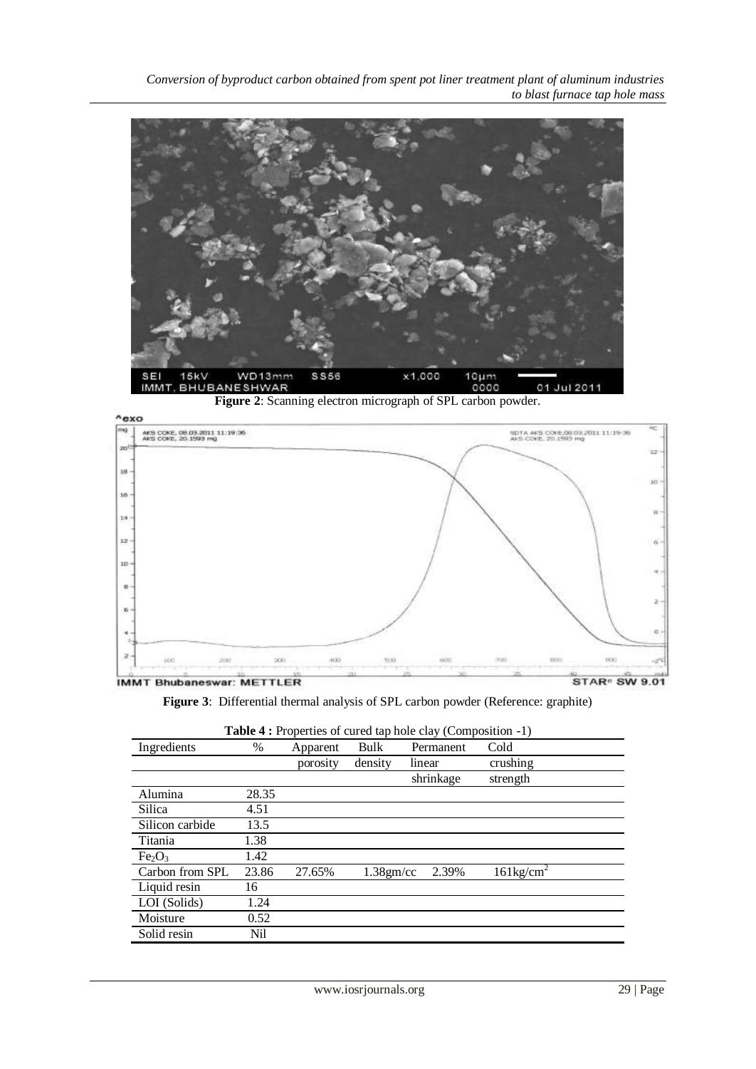Figure 2: Scanning electron micrograph of SPL carbon powder.

Figure 3: Differential thermal analysis of SPL carbon powder (Reference: graphite)

**Table 4 :** Properties of cured tap hole clay (Composition -1)

| Ingredients | % | Apparent porosity | Bulk density | Permanent linear shrinkage | Cold crushing strength |
|---|---|---|---|---|---|
| Alumina | 28.35 | | | | |
| Silica | 4.51 | | | | |
| Silicon carbide | 13.5 | | | | |
| Titania | 1.38 | | | | |
| $Fe_2O_3$ | 1.42 | | | | |
| Carbon from SPL | 23.86 | 27.65% | 1.38gm/cc | 2.39% | 161kg/cm$^2$ |
| Liquid resin | 16 | | | | |
| LOI (Solids) | 1.24 | | | | |
| Moisture | 0.52 | | | | |
| Solid resin | Nil | | | | |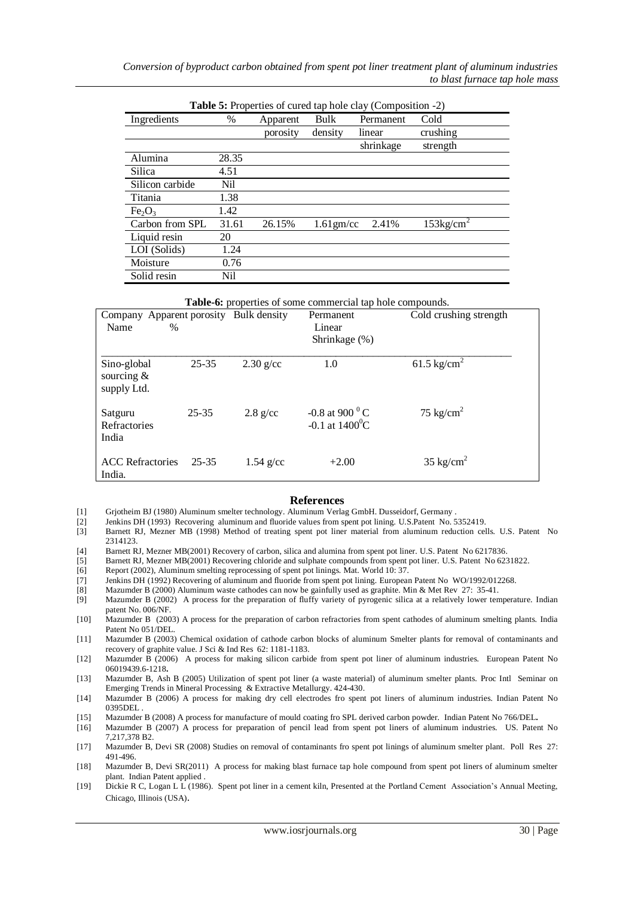**Table 5:** Properties of cured tap hole clay (Composition -2)

| Ingredients | % | Apparent porosity | Bulk density | Permanent linear shrinkage | Cold crushing strength |
|---|---|---|---|---|---|
| Alumina | 28.35 | | | | |
| Silica | 4.51 | | | | |
| Silicon carbide | Nil | | | | |
| Titania | 1.38 | | | | |
| $Fe_2O_3$ | 1.42 | | | | |
| Carbon from SPL | 31.61 | 26.15% | 1.61gm/cc | 2.41% | 153kg/cm$^2$ |
| Liquid resin | 20 | | | | |
| LOI (Solids) | 1.24 | | | | |
| Moisture | 0.76 | | | | |
| Solid resin | Nil | | | | |

**Table-6:** properties of some commercial tap hole compounds.

| Company Name | Apparent porosity % | Bulk density | Permanent Linear Shrinkage (%) | Cold crushing strength |
|---|---|---|---|---|
| Sino-global sourcing & supply Ltd. | 25-35 | 2.30 g/cc | 1.0 | 61.5 kg/cm$^2$ |
| Satguru Refractories India | 25-35 | 2.8 g/cc | -0.8 at 900 $^0$C<br>-0.1 at 1400$^0$C | 75 kg/cm$^2$ |
| ACC Refractories India. | 25-35 | 1.54 g/cc | +2.00 | 35 kg/cm$^2$ |

## References

[1] Grjotheim BJ (1980) Aluminum smelter technology. Aluminum Verlag GmbH. Dusseidorf, Germany .

[2] Jenkins DH (1993) Recovering aluminum and fluoride values from spent pot lining. U.S.Patent No. 5352419.

[3] Barnett RJ, Mezner MB (1998) Method of treating spent pot liner material from aluminum reduction cells. U.S. Patent No 2314123.

[4] Barnett RJ, Mezner MB(2001) Recovery of carbon, silica and alumina from spent pot liner. U.S. Patent No 6217836.

[5] Barnett RJ, Mezner MB(2001) Recovering chloride and sulphate compounds from spent pot liner. U.S. Patent No 6231822.

[6] Report (2002), Aluminum smelting reprocessing of spent pot linings. Mat. World 10: 37.

[7] Jenkins DH (1992) Recovering of aluminum and fluoride from spent pot lining. European Patent No WO/1992/012268.

[8] Mazumder B (2000) Aluminum waste cathodes can now be gainfully used as graphite. Min & Met Rev 27: 35-41.

[9] Mazumder B (2002) A process for the preparation of fluffy variety of pyrogenic silica at a relatively lower temperature. Indian patent No. 006/NF.

[10] Mazumder B (2003) A process for the preparation of carbon refractories from spent cathodes of aluminum smelting plants. India Patent No 051/DEL.

[11] Mazumder B (2003) Chemical oxidation of cathode carbon blocks of aluminum Smelter plants for removal of contaminants and recovery of graphite value. J Sci & Ind Res 62: 1181-1183.

[12] Mazumder B (2006) A process for making silicon carbide from spent pot liner of aluminum industries. European Patent No 06019439.6-1218.

[13] Mazumder B, Ash B (2005) Utilization of spent pot liner (a waste material) of aluminum smelter plants. Proc Intl Seminar on Emerging Trends in Mineral Processing & Extractive Metallurgy. 424-430.

[14] Mazumder B (2006) A process for making dry cell electrodes fro spent pot liners of aluminum industries. Indian Patent No 0395DEL .

[15] Mazumder B (2008) A process for manufacture of mould coating fro SPL derived carbon powder. Indian Patent No 766/DEL.

[16] Mazumder B (2007) A process for preparation of pencil lead from spent pot liners of aluminum industries. US. Patent No 7,217,378 B2.

[17] Mazumder B, Devi SR (2008) Studies on removal of contaminants fro spent pot linings of aluminum smelter plant. Poll Res 27: 491-496.

[18] Mazumder B, Devi SR(2011) A process for making blast furnace tap hole compound from spent pot liners of aluminum smelter plant. Indian Patent applied .

[19] Dickie R C, Logan L L (1986). Spent pot liner in a cement kiln, Presented at the Portland Cement Association's Annual Meeting, Chicago, Illinois (USA).